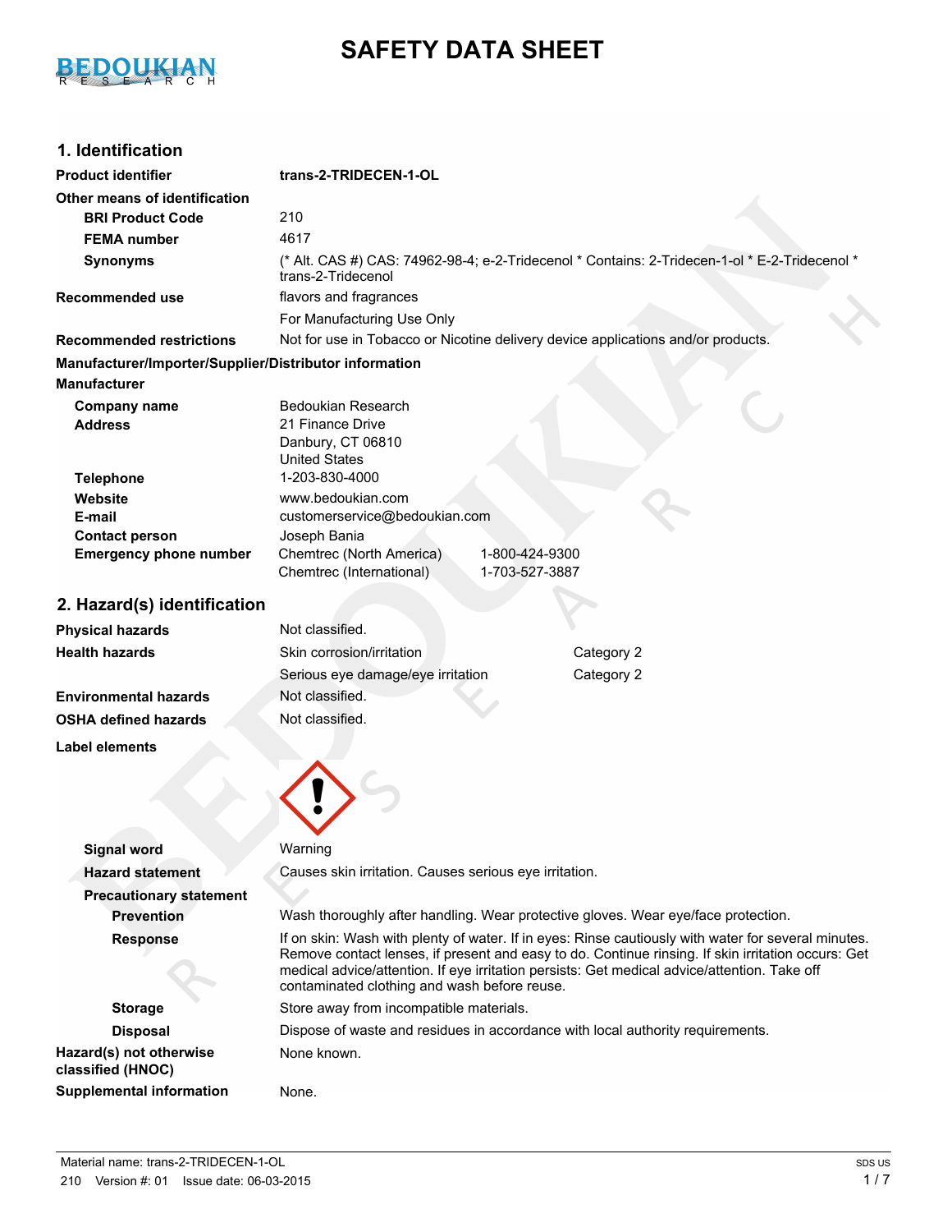# SAFETY DATA SHEET

## 1. Identification

| | |
|---|---|
| **Product identifier** | **trans-2-TRIDECEN-1-OL** |
| **Other means of identification** | |
| **BRI Product Code** | 210 |
| **FEMA number** | 4617 |
| **Synonyms** | (* Alt. CAS #) CAS: 74962-98-4; e-2-Tridecenol * Contains: 2-Tridecen-1-ol * E-2-Tridecenol * trans-2-Tridecenol |
| **Recommended use** | flavors and fragrances |
| | For Manufacturing Use Only |
| **Recommended restrictions** | Not for use in Tobacco or Nicotine delivery device applications and/or products. |

**Manufacturer/Importer/Supplier/Distributor information**

**Manufacturer**

| | |
|---|---|
| **Company name** | Bedoukian Research |
| **Address** | 21 Finance Drive<br>Danbury, CT 06810<br>United States |
| **Telephone** | 1-203-830-4000 |
| **Website** | www.bedoukian.com |
| **E-mail** | customerservice@bedoukian.com |
| **Contact person** | Joseph Bania |
| **Emergency phone number** | Chemtrec (North America) 1-800-424-9300<br>Chemtrec (International) 1-703-527-3887 |

## 2. Hazard(s) identification

| | | |
|---|---|---|
| **Physical hazards** | Not classified. | |
| **Health hazards** | Skin corrosion/irritation | Category 2 |
| | Serious eye damage/eye irritation | Category 2 |
| **Environmental hazards** | Not classified. | |
| **OSHA defined hazards** | Not classified. | |

**Label elements**

| | |
|---|---|
| **Signal word** | Warning |
| **Hazard statement** | Causes skin irritation. Causes serious eye irritation. |
| **Precautionary statement** | |
| **Prevention** | Wash thoroughly after handling. Wear protective gloves. Wear eye/face protection. |
| **Response** | If on skin: Wash with plenty of water. If in eyes: Rinse cautiously with water for several minutes. Remove contact lenses, if present and easy to do. Continue rinsing. If skin irritation occurs: Get medical advice/attention. If eye irritation persists: Get medical advice/attention. Take off contaminated clothing and wash before reuse. |
| **Storage** | Store away from incompatible materials. |
| **Disposal** | Dispose of waste and residues in accordance with local authority requirements. |
| **Hazard(s) not otherwise classified (HNOC)** | None known. |
| **Supplemental information** | None. |

Material name: trans-2-TRIDECEN-1-OL

210 Version #: 01 Issue date: 06-03-2015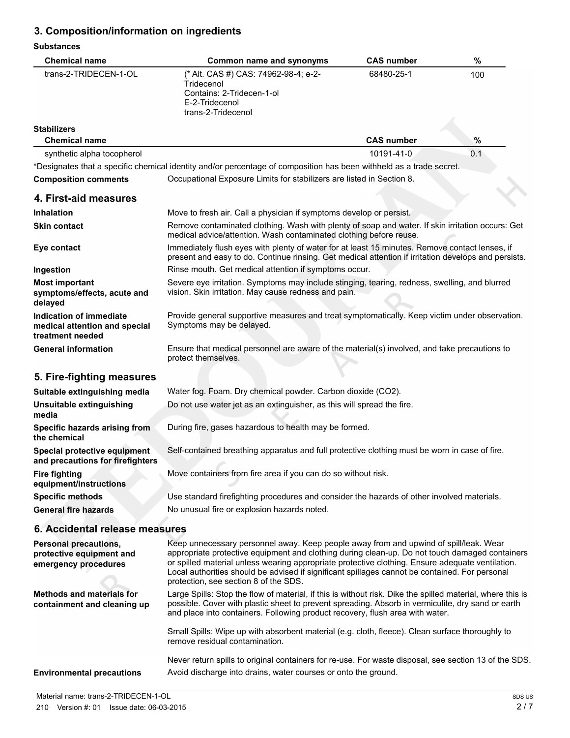## 3. Composition/information on ingredients

**Substances**

| Chemical name | Common name and synonyms | CAS number | % |
|---|---|---|---|
| trans-2-TRIDECEN-1-OL | (* Alt. CAS #) CAS: 74962-98-4; e-2-Tridecenol<br>Contains: 2-Tridecen-1-ol<br>E-2-Tridecenol<br>trans-2-Tridecenol | 68480-25-1 | 100 |

**Stabilizers**

| Chemical name | CAS number | % |
|---|---|---|
| synthetic alpha tocopherol | 10191-41-0 | 0.1 |

*Designates that a specific chemical identity and/or percentage of composition has been withheld as a trade secret.

**Composition comments** Occupational Exposure Limits for stabilizers are listed in Section 8.

## 4. First-aid measures

**Inhalation** Move to fresh air. Call a physician if symptoms develop or persist.

**Skin contact** Remove contaminated clothing. Wash with plenty of soap and water. If skin irritation occurs: Get medical advice/attention. Wash contaminated clothing before reuse.

**Eye contact** Immediately flush eyes with plenty of water for at least 15 minutes. Remove contact lenses, if present and easy to do. Continue rinsing. Get medical attention if irritation develops and persists.

**Ingestion** Rinse mouth. Get medical attention if symptoms occur.

**Most important symptoms/effects, acute and delayed** Severe eye irritation. Symptoms may include stinging, tearing, redness, swelling, and blurred vision. Skin irritation. May cause redness and pain.

**Indication of immediate medical attention and special treatment needed** Provide general supportive measures and treat symptomatically. Keep victim under observation. Symptoms may be delayed.

**General information** Ensure that medical personnel are aware of the material(s) involved, and take precautions to protect themselves.

## 5. Fire-fighting measures

**Suitable extinguishing media** Water fog. Foam. Dry chemical powder. Carbon dioxide ($CO_2$).

**Unsuitable extinguishing media** Do not use water jet as an extinguisher, as this will spread the fire.

**Specific hazards arising from the chemical** During fire, gases hazardous to health may be formed.

**Special protective equipment and precautions for firefighters** Self-contained breathing apparatus and full protective clothing must be worn in case of fire.

**Fire fighting equipment/instructions** Move containers from fire area if you can do so without risk.

**Specific methods** Use standard firefighting procedures and consider the hazards of other involved materials.

**General fire hazards** No unusual fire or explosion hazards noted.

## 6. Accidental release measures

**Personal precautions, protective equipment and emergency procedures** Keep unnecessary personnel away. Keep people away from and upwind of spill/leak. Wear appropriate protective equipment and clothing during clean-up. Do not touch damaged containers or spilled material unless wearing appropriate protective clothing. Ensure adequate ventilation. Local authorities should be advised if significant spillages cannot be contained. For personal protection, see section 8 of the SDS.

**Methods and materials for containment and cleaning up** Large Spills: Stop the flow of material, if this is without risk. Dike the spilled material, where this is possible. Cover with plastic sheet to prevent spreading. Absorb in vermiculite, dry sand or earth and place into containers. Following product recovery, flush area with water.

Small Spills: Wipe up with absorbent material (e.g. cloth, fleece). Clean surface thoroughly to remove residual contamination.

Never return spills to original containers for re-use. For waste disposal, see section 13 of the SDS.

**Environmental precautions** Avoid discharge into drains, water courses or onto the ground.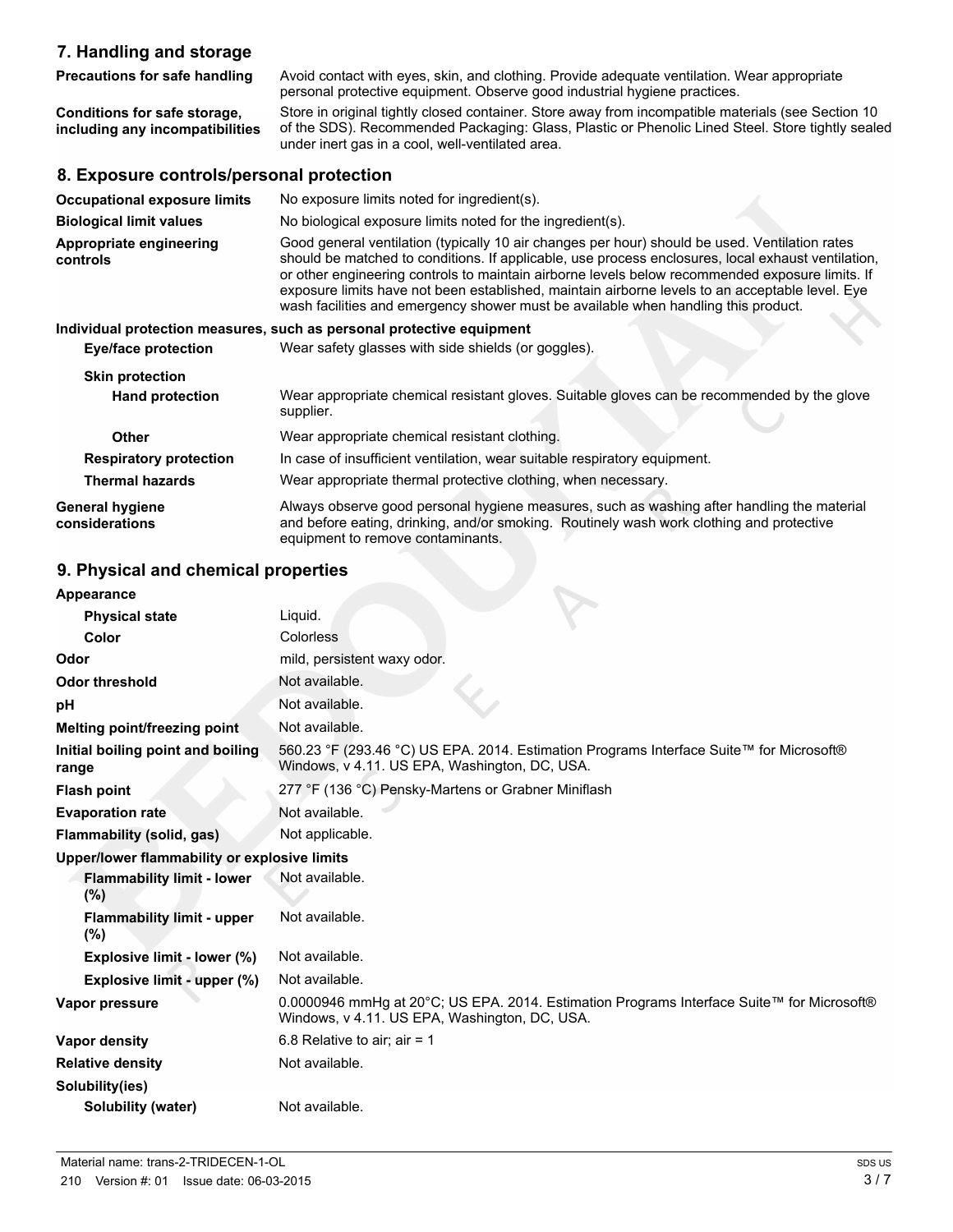## 7. Handling and storage

| | |
|---|---|
| **Precautions for safe handling** | Avoid contact with eyes, skin, and clothing. Provide adequate ventilation. Wear appropriate personal protective equipment. Observe good industrial hygiene practices. |
| **Conditions for safe storage, including any incompatibilities** | Store in original tightly closed container. Store away from incompatible materials (see Section 10 of the SDS). Recommended Packaging: Glass, Plastic or Phenolic Lined Steel. Store tightly sealed under inert gas in a cool, well-ventilated area. |

## 8. Exposure controls/personal protection

| | |
|---|---|
| **Occupational exposure limits** | No exposure limits noted for ingredient(s). |
| **Biological limit values** | No biological exposure limits noted for the ingredient(s). |
| **Appropriate engineering controls** | Good general ventilation (typically 10 air changes per hour) should be used. Ventilation rates should be matched to conditions. If applicable, use process enclosures, local exhaust ventilation, or other engineering controls to maintain airborne levels below recommended exposure limits. If exposure limits have not been established, maintain airborne levels to an acceptable level. Eye wash facilities and emergency shower must be available when handling this product. |

**Individual protection measures, such as personal protective equipment**

| | |
|---|---|
| **Eye/face protection** | Wear safety glasses with side shields (or goggles). |
| **Skin protection** | |
| **Hand protection** | Wear appropriate chemical resistant gloves. Suitable gloves can be recommended by the glove supplier. |
| **Other** | Wear appropriate chemical resistant clothing. |
| **Respiratory protection** | In case of insufficient ventilation, wear suitable respiratory equipment. |
| **Thermal hazards** | Wear appropriate thermal protective clothing, when necessary. |
| **General hygiene considerations** | Always observe good personal hygiene measures, such as washing after handling the material and before eating, drinking, and/or smoking. Routinely wash work clothing and protective equipment to remove contaminants. |

## 9. Physical and chemical properties

| | |
|---|---|
| **Appearance** | |
| **Physical state** | Liquid. |
| **Color** | Colorless |
| **Odor** | mild, persistent waxy odor. |
| **Odor threshold** | Not available. |
| **pH** | Not available. |
| **Melting point/freezing point** | Not available. |
| **Initial boiling point and boiling range** | 560.23 °F (293.46 °C) US EPA. 2014. Estimation Programs Interface Suite™ for Microsoft® Windows, v 4.11. US EPA, Washington, DC, USA. |
| **Flash point** | 277 °F (136 °C) Pensky-Martens or Grabner Miniflash |
| **Evaporation rate** | Not available. |
| **Flammability (solid, gas)** | Not applicable. |
| **Upper/lower flammability or explosive limits** | |
| **Flammability limit - lower (%)** | Not available. |
| **Flammability limit - upper (%)** | Not available. |
| **Explosive limit - lower (%)** | Not available. |
| **Explosive limit - upper (%)** | Not available. |
| **Vapor pressure** | 0.0000946 mmHg at 20°C; US EPA. 2014. Estimation Programs Interface Suite™ for Microsoft® Windows, v 4.11. US EPA, Washington, DC, USA. |
| **Vapor density** | 6.8 Relative to air; air = 1 |
| **Relative density** | Not available. |
| **Solubility(ies)** | |
| **Solubility (water)** | Not available. |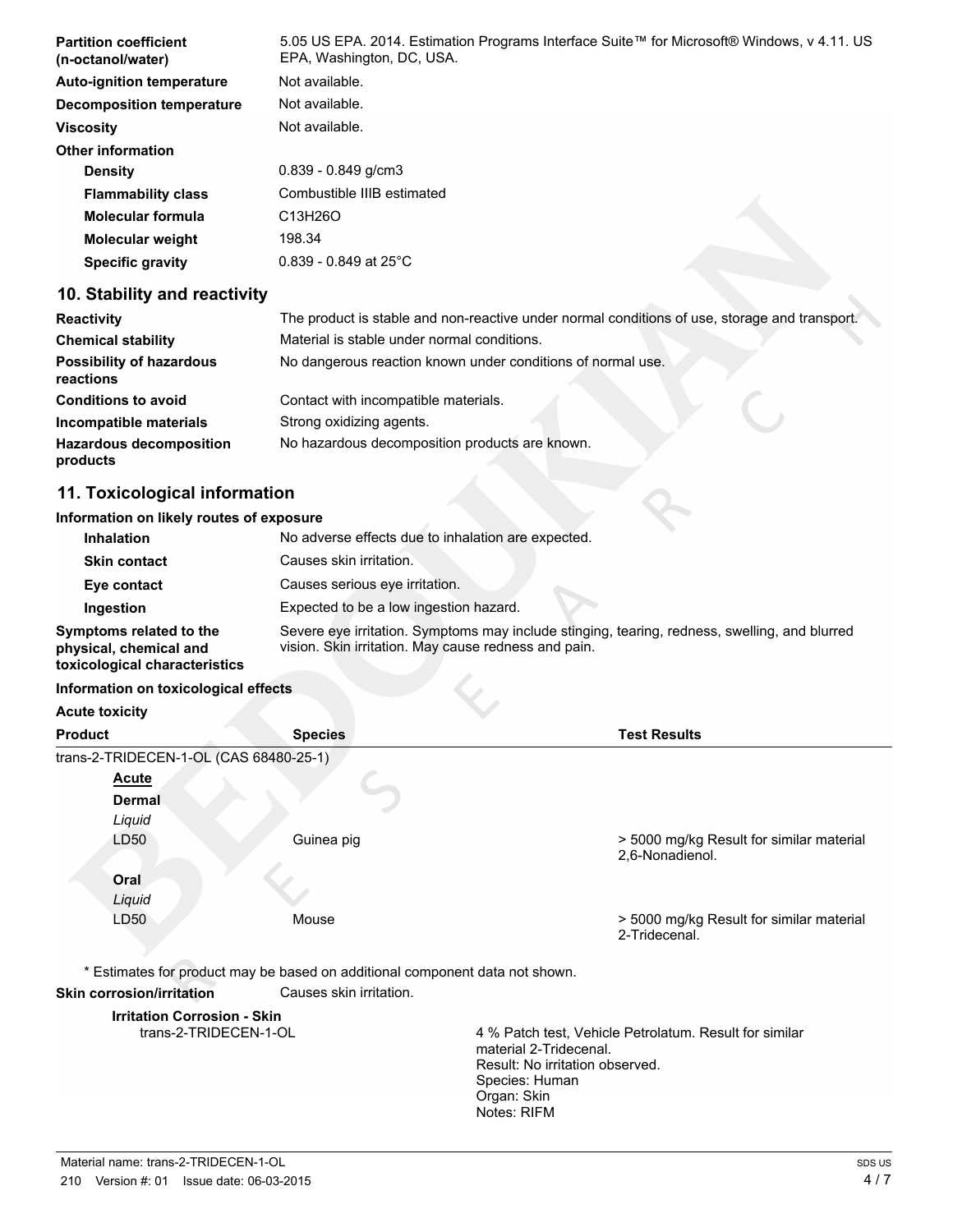| | |
|---|---|
| **Partition coefficient (n-octanol/water)** | 5.05 US EPA. 2014. Estimation Programs Interface Suite™ for Microsoft® Windows, v 4.11. US EPA, Washington, DC, USA. |
| **Auto-ignition temperature** | Not available. |
| **Decomposition temperature** | Not available. |
| **Viscosity** | Not available. |
| **Other information** | |
| **Density** | 0.839 - 0.849 g/cm3 |
| **Flammability class** | Combustible IIIB estimated |
| **Molecular formula** | $C_{13}H_{26}O$ |
| **Molecular weight** | 198.34 |
| **Specific gravity** | 0.839 - 0.849 at 25°C |

## 10. Stability and reactivity

| | |
|---|---|
| **Reactivity** | The product is stable and non-reactive under normal conditions of use, storage and transport. |
| **Chemical stability** | Material is stable under normal conditions. |
| **Possibility of hazardous reactions** | No dangerous reaction known under conditions of normal use. |
| **Conditions to avoid** | Contact with incompatible materials. |
| **Incompatible materials** | Strong oxidizing agents. |
| **Hazardous decomposition products** | No hazardous decomposition products are known. |

## 11. Toxicological information

**Information on likely routes of exposure**

| | |
|---|---|
| **Inhalation** | No adverse effects due to inhalation are expected. |
| **Skin contact** | Causes skin irritation. |
| **Eye contact** | Causes serious eye irritation. |
| **Ingestion** | Expected to be a low ingestion hazard. |
| **Symptoms related to the physical, chemical and toxicological characteristics** | Severe eye irritation. Symptoms may include stinging, tearing, redness, swelling, and blurred vision. Skin irritation. May cause redness and pain. |

**Information on toxicological effects**

**Acute toxicity**

| Product | Species | Test Results |
|---|---|---|
| trans-2-TRIDECEN-1-OL (CAS 68480-25-1) | | |
| **Acute** | | |
| **Dermal** | | |
| *Liquid* | | |
| LD50 | Guinea pig | > 5000 mg/kg Result for similar material 2,6-Nonadienol. |
| **Oral** | | |
| *Liquid* | | |
| LD50 | Mouse | > 5000 mg/kg Result for similar material 2-Tridecenal. |

\* Estimates for product may be based on additional component data not shown.

**Skin corrosion/irritation** Causes skin irritation.

**Irritation Corrosion - Skin**

trans-2-TRIDECEN-1-OL

4 % Patch test, Vehicle Petrolatum. Result for similar material 2-Tridecenal.
Result: No irritation observed.
Species: Human
Organ: Skin
Notes: RIFM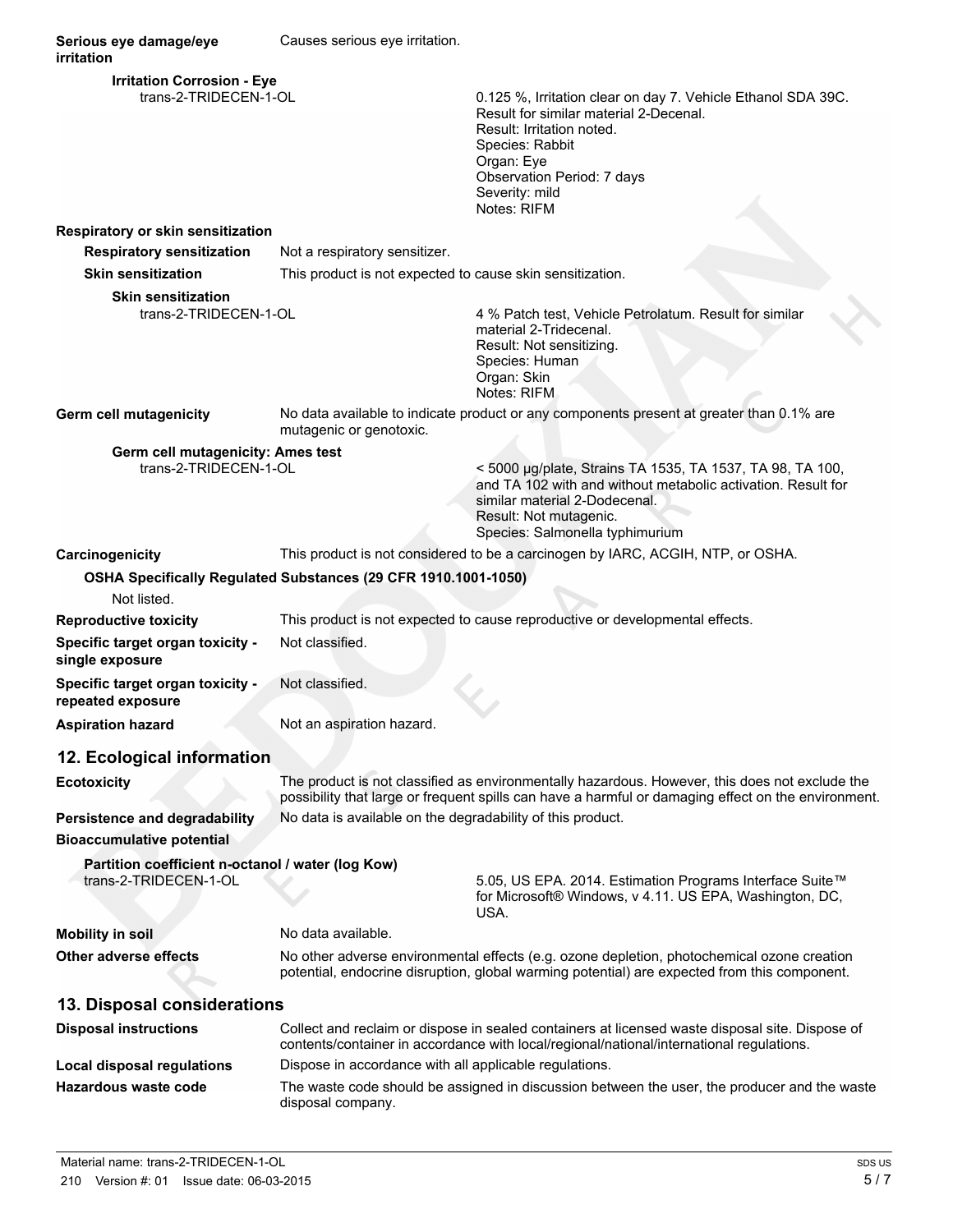**Serious eye damage/eye irritation** Causes serious eye irritation.

**Irritation Corrosion - Eye**

trans-2-TRIDECEN-1-OL

0.125 %, Irritation clear on day 7. Vehicle Ethanol SDA 39C. Result for similar material 2-Decenal.
Result: Irritation noted.
Species: Rabbit
Organ: Eye
Observation Period: 7 days
Severity: mild
Notes: RIFM

**Respiratory or skin sensitization**

**Respiratory sensitization** Not a respiratory sensitizer.

**Skin sensitization** This product is not expected to cause skin sensitization.

**Skin sensitization**

trans-2-TRIDECEN-1-OL

4 % Patch test, Vehicle Petrolatum. Result for similar material 2-Tridecenal.
Result: Not sensitizing.
Species: Human
Organ: Skin
Notes: RIFM

**Germ cell mutagenicity** No data available to indicate product or any components present at greater than 0.1% are mutagenic or genotoxic.

**Germ cell mutagenicity: Ames test**

trans-2-TRIDECEN-1-OL

< 5000 µg/plate, Strains TA 1535, TA 1537, TA 98, TA 100, and TA 102 with and without metabolic activation. Result for similar material 2-Dodecenal.
Result: Not mutagenic.
Species: Salmonella typhimurium

**Carcinogenicity** This product is not considered to be a carcinogen by IARC, ACGIH, NTP, or OSHA.

**OSHA Specifically Regulated Substances (29 CFR 1910.1001-1050)**

Not listed.

**Reproductive toxicity** This product is not expected to cause reproductive or developmental effects.

**Specific target organ toxicity - single exposure** Not classified.

**Specific target organ toxicity - repeated exposure** Not classified.

**Aspiration hazard** Not an aspiration hazard.

## 12. Ecological information

**Ecotoxicity** The product is not classified as environmentally hazardous. However, this does not exclude the possibility that large or frequent spills can have a harmful or damaging effect on the environment.

**Persistence and degradability** No data is available on the degradability of this product.

**Bioaccumulative potential**

**Partition coefficient n-octanol / water (log Kow)**

trans-2-TRIDECEN-1-OL 5.05, US EPA. 2014. Estimation Programs Interface Suite™ for Microsoft® Windows, v 4.11. US EPA, Washington, DC, USA.

**Mobility in soil** No data available.

**Other adverse effects** No other adverse environmental effects (e.g. ozone depletion, photochemical ozone creation potential, endocrine disruption, global warming potential) are expected from this component.

## 13. Disposal considerations

**Disposal instructions** Collect and reclaim or dispose in sealed containers at licensed waste disposal site. Dispose of contents/container in accordance with local/regional/national/international regulations.

**Local disposal regulations** Dispose in accordance with all applicable regulations.

**Hazardous waste code** The waste code should be assigned in discussion between the user, the producer and the waste disposal company.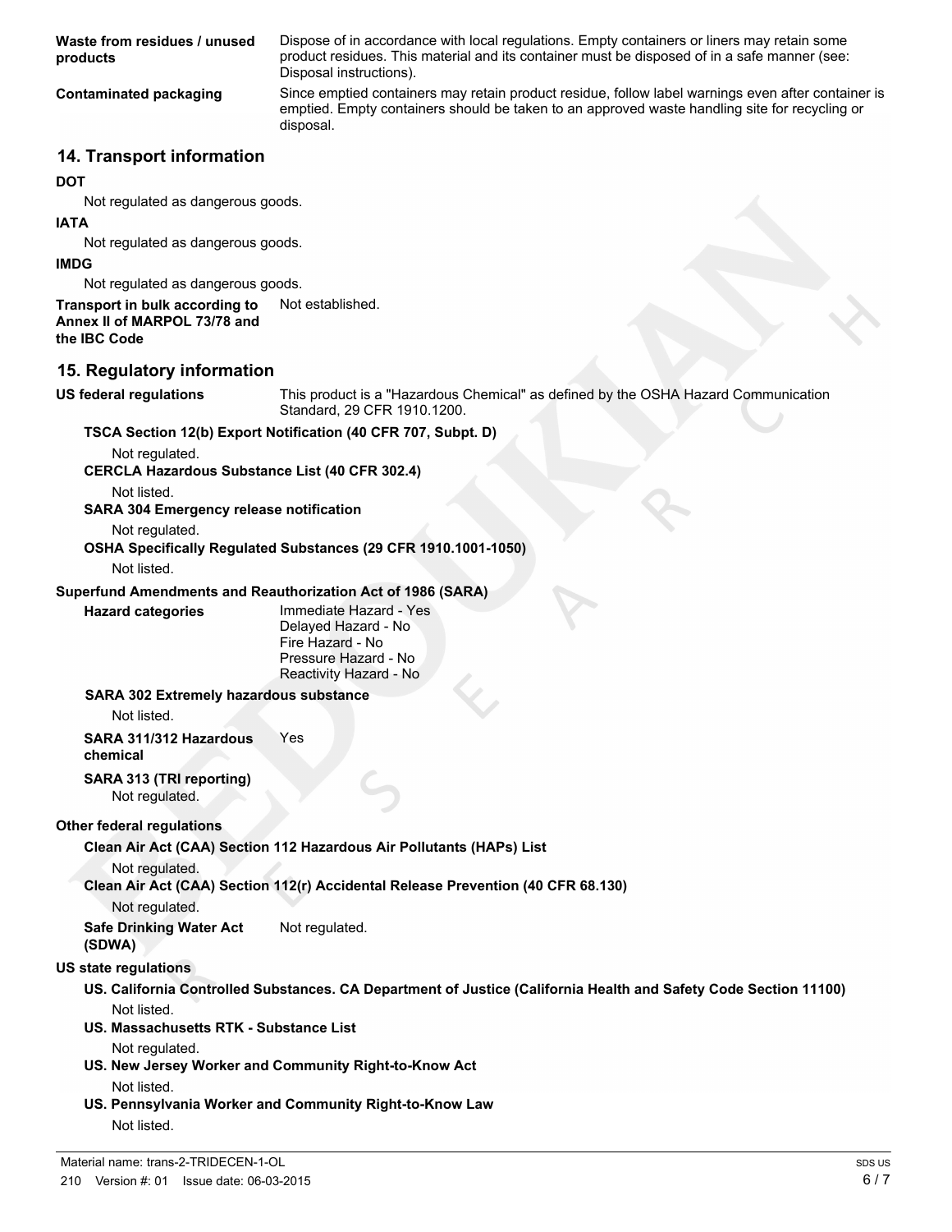**Waste from residues / unused products** — Dispose of in accordance with local regulations. Empty containers or liners may retain some product residues. This material and its container must be disposed of in a safe manner (see: Disposal instructions).

**Contaminated packaging** — Since emptied containers may retain product residue, follow label warnings even after container is emptied. Empty containers should be taken to an approved waste handling site for recycling or disposal.

## 14. Transport information

**DOT**

Not regulated as dangerous goods.

**IATA**

Not regulated as dangerous goods.

**IMDG**

Not regulated as dangerous goods.

**Transport in bulk according to Annex II of MARPOL 73/78 and the IBC Code** — Not established.

## 15. Regulatory information

**US federal regulations** — This product is a "Hazardous Chemical" as defined by the OSHA Hazard Communication Standard, 29 CFR 1910.1200.

**TSCA Section 12(b) Export Notification (40 CFR 707, Subpt. D)**

Not regulated.

**CERCLA Hazardous Substance List (40 CFR 302.4)**

Not listed.

**SARA 304 Emergency release notification**

Not regulated.

**OSHA Specifically Regulated Substances (29 CFR 1910.1001-1050)**

Not listed.

**Superfund Amendments and Reauthorization Act of 1986 (SARA)**

**Hazard categories**
- Immediate Hazard - Yes
- Delayed Hazard - No
- Fire Hazard - No
- Pressure Hazard - No
- Reactivity Hazard - No

**SARA 302 Extremely hazardous substance**

Not listed.

**SARA 311/312 Hazardous chemical** — Yes

**SARA 313 (TRI reporting)**

Not regulated.

**Other federal regulations**

**Clean Air Act (CAA) Section 112 Hazardous Air Pollutants (HAPs) List**

Not regulated.

**Clean Air Act (CAA) Section 112(r) Accidental Release Prevention (40 CFR 68.130)**

Not regulated.

**Safe Drinking Water Act (SDWA)** — Not regulated.

**US state regulations**

**US. California Controlled Substances. CA Department of Justice (California Health and Safety Code Section 11100)**

Not listed.

**US. Massachusetts RTK - Substance List**

Not regulated.

**US. New Jersey Worker and Community Right-to-Know Act**

Not listed.

**US. Pennsylvania Worker and Community Right-to-Know Law**

Not listed.

Material name: trans-2-TRIDECEN-1-OL

210 Version #: 01 Issue date: 06-03-2015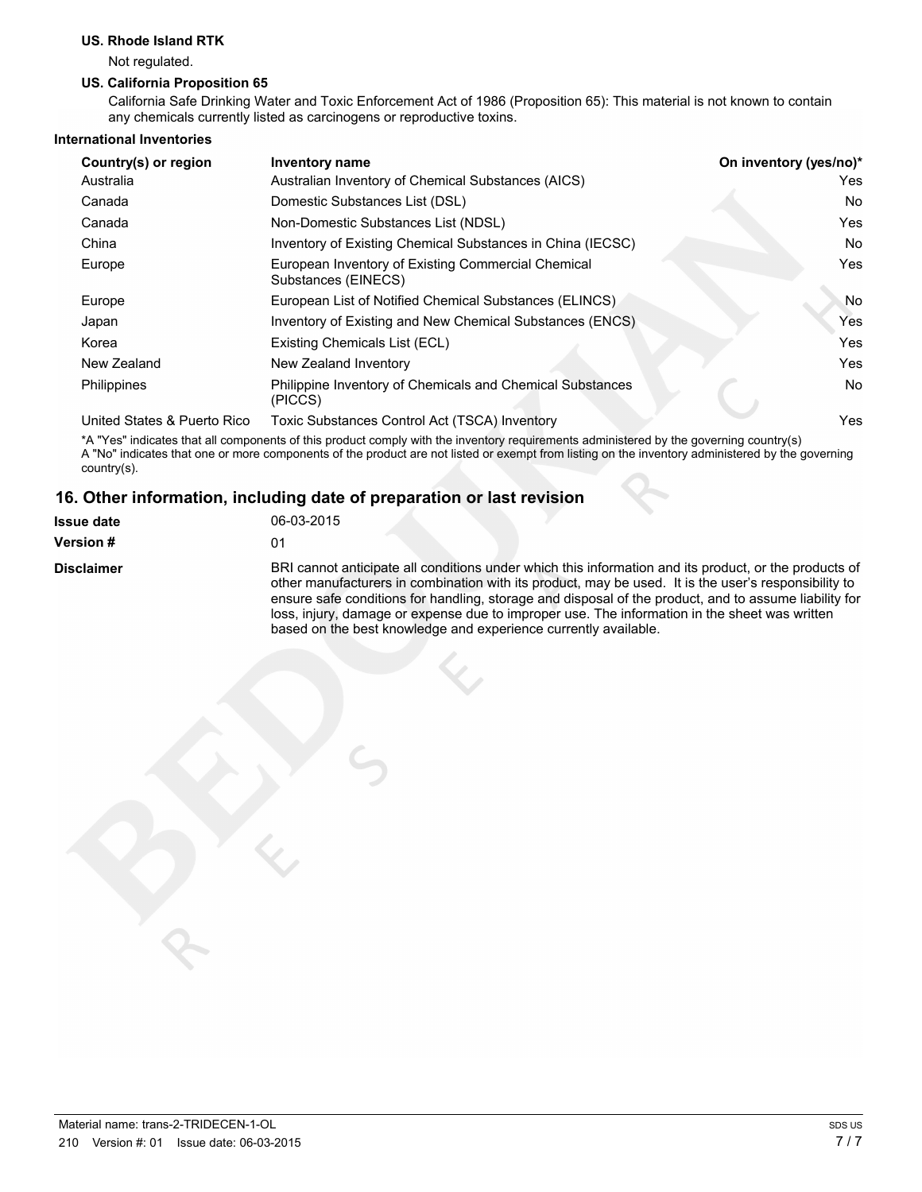**US. Rhode Island RTK**

Not regulated.

**US. California Proposition 65**

California Safe Drinking Water and Toxic Enforcement Act of 1986 (Proposition 65): This material is not known to contain any chemicals currently listed as carcinogens or reproductive toxins.

**International Inventories**

| Country(s) or region | Inventory name | On inventory (yes/no)* |
|---|---|---|
| Australia | Australian Inventory of Chemical Substances (AICS) | Yes |
| Canada | Domestic Substances List (DSL) | No |
| Canada | Non-Domestic Substances List (NDSL) | Yes |
| China | Inventory of Existing Chemical Substances in China (IECSC) | No |
| Europe | European Inventory of Existing Commercial Chemical Substances (EINECS) | Yes |
| Europe | European List of Notified Chemical Substances (ELINCS) | No |
| Japan | Inventory of Existing and New Chemical Substances (ENCS) | Yes |
| Korea | Existing Chemicals List (ECL) | Yes |
| New Zealand | New Zealand Inventory | Yes |
| Philippines | Philippine Inventory of Chemicals and Chemical Substances (PICCS) | No |
| United States & Puerto Rico | Toxic Substances Control Act (TSCA) Inventory | Yes |

*A "Yes" indicates that all components of this product comply with the inventory requirements administered by the governing country(s)
A "No" indicates that one or more components of the product are not listed or exempt from listing on the inventory administered by the governing country(s).

## 16. Other information, including date of preparation or last revision

**Issue date** 06-03-2015

**Version #** 01

**Disclaimer** BRI cannot anticipate all conditions under which this information and its product, or the products of other manufacturers in combination with its product, may be used. It is the user's responsibility to ensure safe conditions for handling, storage and disposal of the product, and to assume liability for loss, injury, damage or expense due to improper use. The information in the sheet was written based on the best knowledge and experience currently available.